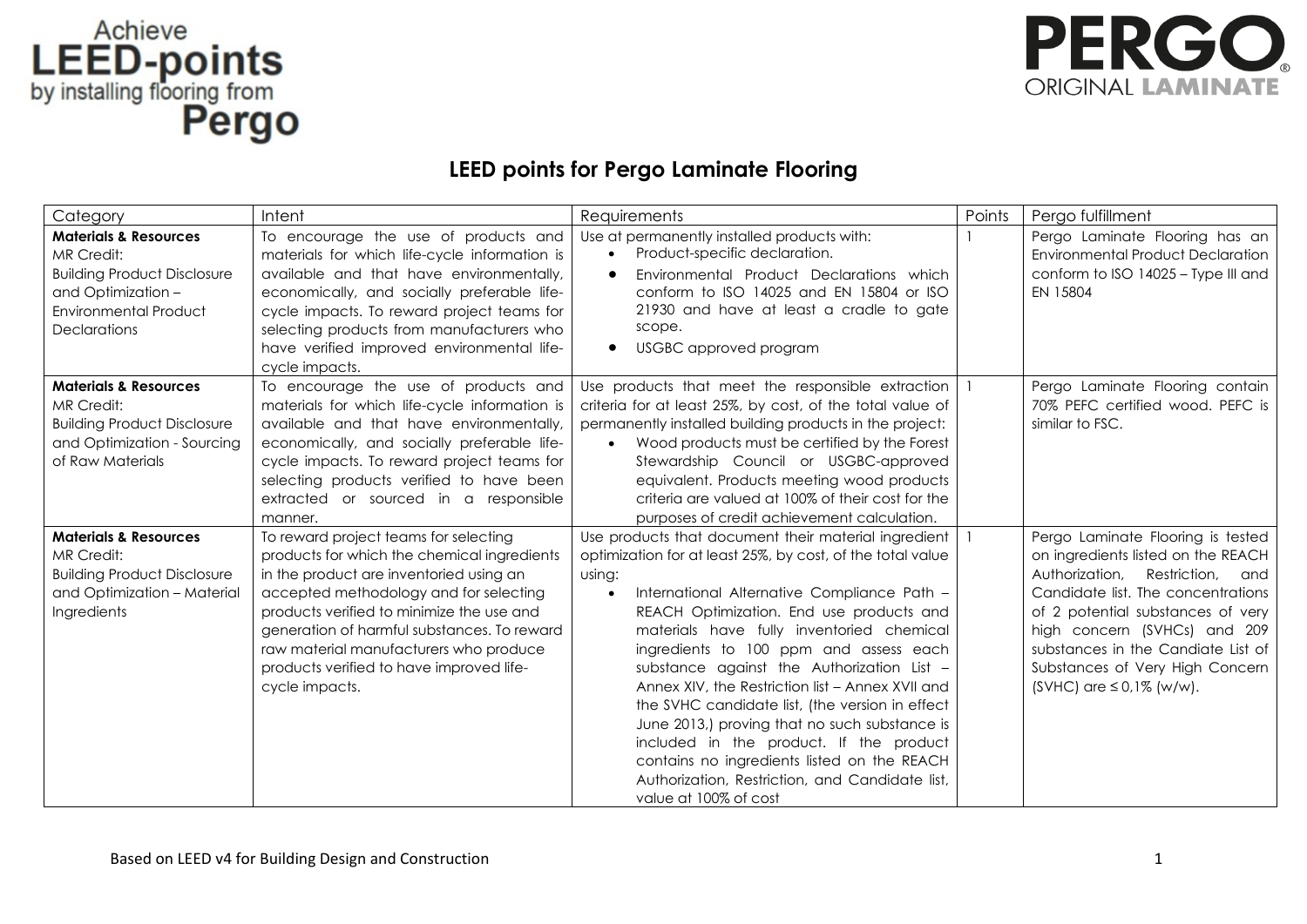Achieve **LEED-points** by installing flooring from **Pergo**

**PERGO** ORIGINAL **LAMINATE**

# LEED points for Pergo Laminate Flooring

| Category | Intent | Requirements | Points | Pergo fulfillment |
|---|---|---|---|---|
| **Materials & Resources** MR Credit: Building Product Disclosure and Optimization – Environmental Product Declarations | To encourage the use of products and materials for which life-cycle information is available and that have environmentally, economically, and socially preferable life-cycle impacts. To reward project teams for selecting products from manufacturers who have verified improved environmental life-cycle impacts. | Use at permanently installed products with: <br>• Product-specific declaration. <br>• Environmental Product Declarations which conform to ISO 14025 and EN 15804 or ISO 21930 and have at least a cradle to gate scope. <br>• USGBC approved program | 1 | Pergo Laminate Flooring has an Environmental Product Declaration conform to ISO 14025 – Type III and EN 15804 |
| **Materials & Resources** MR Credit: Building Product Disclosure and Optimization - Sourcing of Raw Materials | To encourage the use of products and materials for which life-cycle information is available and that have environmentally, economically, and socially preferable life-cycle impacts. To reward project teams for selecting products verified to have been extracted or sourced in a responsible manner. | Use products that meet the responsible extraction criteria for at least 25%, by cost, of the total value of permanently installed building products in the project: <br>• Wood products must be certified by the Forest Stewardship Council or USGBC-approved equivalent. Products meeting wood products criteria are valued at 100% of their cost for the purposes of credit achievement calculation. | 1 | Pergo Laminate Flooring contain 70% PEFC certified wood. PEFC is similar to FSC. |
| **Materials & Resources** MR Credit: Building Product Disclosure and Optimization – Material Ingredients | To reward project teams for selecting products for which the chemical ingredients in the product are inventoried using an accepted methodology and for selecting products verified to minimize the use and generation of harmful substances. To reward raw material manufacturers who produce products verified to have improved life-cycle impacts. | Use products that document their material ingredient optimization for at least 25%, by cost, of the total value using: <br>• International Alternative Compliance Path – REACH Optimization. End use products and materials have fully inventoried chemical ingredients to 100 ppm and assess each substance against the Authorization List – Annex XIV, the Restriction list – Annex XVII and the SVHC candidate list, (the version in effect June 2013,) proving that no such substance is included in the product. If the product contains no ingredients listed on the REACH Authorization, Restriction, and Candidate list, value at 100% of cost | 1 | Pergo Laminate Flooring is tested on ingredients listed on the REACH Authorization, Restriction, and Candidate list. The concentrations of 2 potential substances of very high concern (SVHCs) and 209 substances in the Candiate List of Substances of Very High Concern (SVHC) are ≤ 0,1% (w/w). |

Based on LEED v4 for Building Design and Construction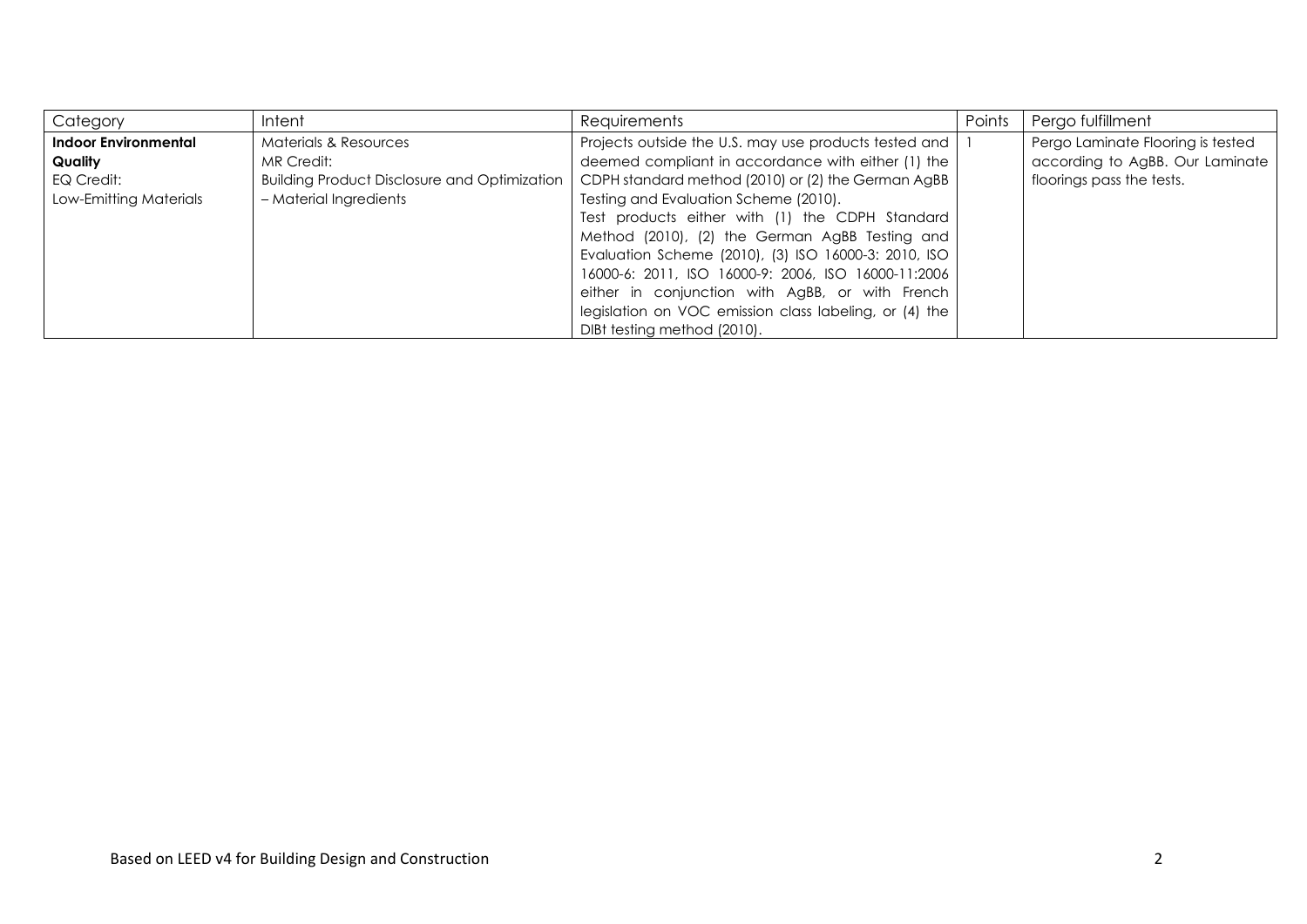| Category | Intent | Requirements | Points | Pergo fulfillment |
|---|---|---|---|---|
| **Indoor Environmental Quality**<br>EQ Credit:<br>Low-Emitting Materials | Materials & Resources<br>MR Credit:<br>Building Product Disclosure and Optimization – Material Ingredients | Projects outside the U.S. may use products tested and deemed compliant in accordance with either (1) the CDPH standard method (2010) or (2) the German AgBB Testing and Evaluation Scheme (2010).<br>Test products either with (1) the CDPH Standard Method (2010), (2) the German AgBB Testing and Evaluation Scheme (2010), (3) ISO 16000-3: 2010, ISO 16000-6: 2011, ISO 16000-9: 2006, ISO 16000-11:2006 either in conjunction with AgBB, or with French legislation on VOC emission class labeling, or (4) the DIBt testing method (2010). | 1 | Pergo Laminate Flooring is tested according to AgBB. Our Laminate floorings pass the tests. |

Based on LEED v4 for Building Design and Construction